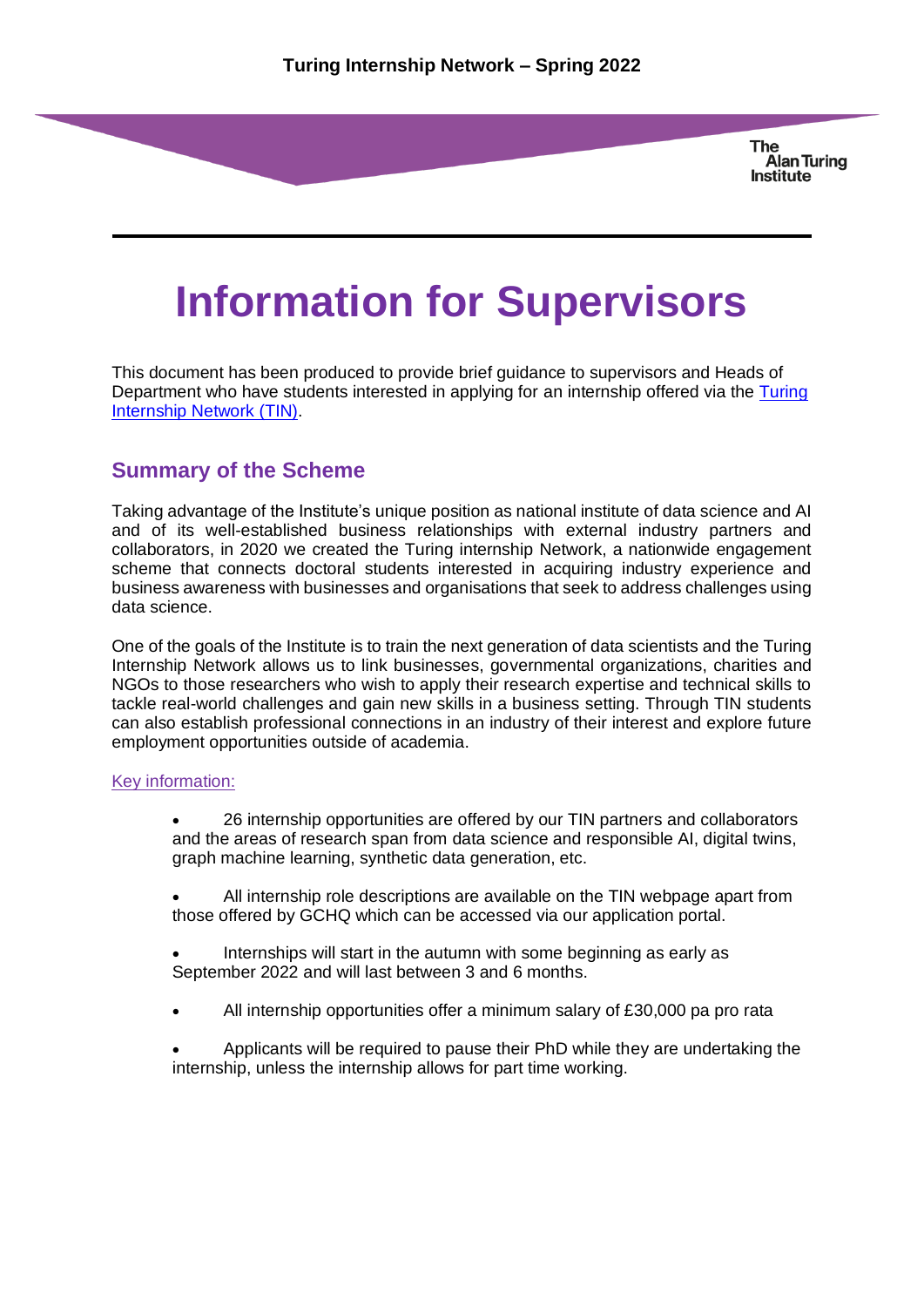Turing Internship Network – Spring 2022

# Information for Supervisors

This document has been produced to provide brief guidance to supervisors and Heads of Department who have students interested in applying for an internship offered via the [Turing Internship Network (TIN)](#).

## Summary of the Scheme

Taking advantage of the Institute's unique position as national institute of data science and AI and of its well-established business relationships with external industry partners and collaborators, in 2020 we created the Turing internship Network, a nationwide engagement scheme that connects doctoral students interested in acquiring industry experience and business awareness with businesses and organisations that seek to address challenges using data science.

One of the goals of the Institute is to train the next generation of data scientists and the Turing Internship Network allows us to link businesses, governmental organizations, charities and NGOs to those researchers who wish to apply their research expertise and technical skills to tackle real-world challenges and gain new skills in a business setting. Through TIN students can also establish professional connections in an industry of their interest and explore future employment opportunities outside of academia.

Key information:

- 26 internship opportunities are offered by our TIN partners and collaborators and the areas of research span from data science and responsible AI, digital twins, graph machine learning, synthetic data generation, etc.
- All internship role descriptions are available on the TIN webpage apart from those offered by GCHQ which can be accessed via our application portal.
- Internships will start in the autumn with some beginning as early as September 2022 and will last between 3 and 6 months.
- All internship opportunities offer a minimum salary of £30,000 pa pro rata
- Applicants will be required to pause their PhD while they are undertaking the internship, unless the internship allows for part time working.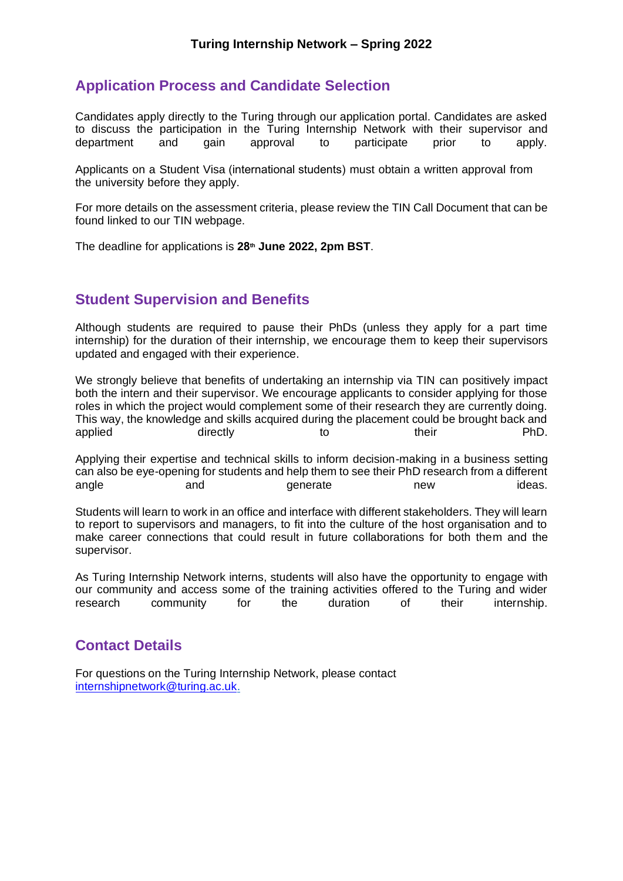## Application Process and Candidate Selection

Candidates apply directly to the Turing through our application portal. Candidates are asked to discuss the participation in the Turing Internship Network with their supervisor and department and gain approval to participate prior to apply.

Applicants on a Student Visa (international students) must obtain a written approval from the university before they apply.

For more details on the assessment criteria, please review the TIN Call Document that can be found linked to our TIN webpage.

The deadline for applications is **28th June 2022, 2pm BST**.

## Student Supervision and Benefits

Although students are required to pause their PhDs (unless they apply for a part time internship) for the duration of their internship, we encourage them to keep their supervisors updated and engaged with their experience.

We strongly believe that benefits of undertaking an internship via TIN can positively impact both the intern and their supervisor. We encourage applicants to consider applying for those roles in which the project would complement some of their research they are currently doing. This way, the knowledge and skills acquired during the placement could be brought back and applied directly to their PhD.

Applying their expertise and technical skills to inform decision-making in a business setting can also be eye-opening for students and help them to see their PhD research from a different angle and generate new ideas.

Students will learn to work in an office and interface with different stakeholders. They will learn to report to supervisors and managers, to fit into the culture of the host organisation and to make career connections that could result in future collaborations for both them and the supervisor.

As Turing Internship Network interns, students will also have the opportunity to engage with our community and access some of the training activities offered to the Turing and wider research community for the duration of their internship.

## Contact Details

For questions on the Turing Internship Network, please contact internshipnetwork@turing.ac.uk.